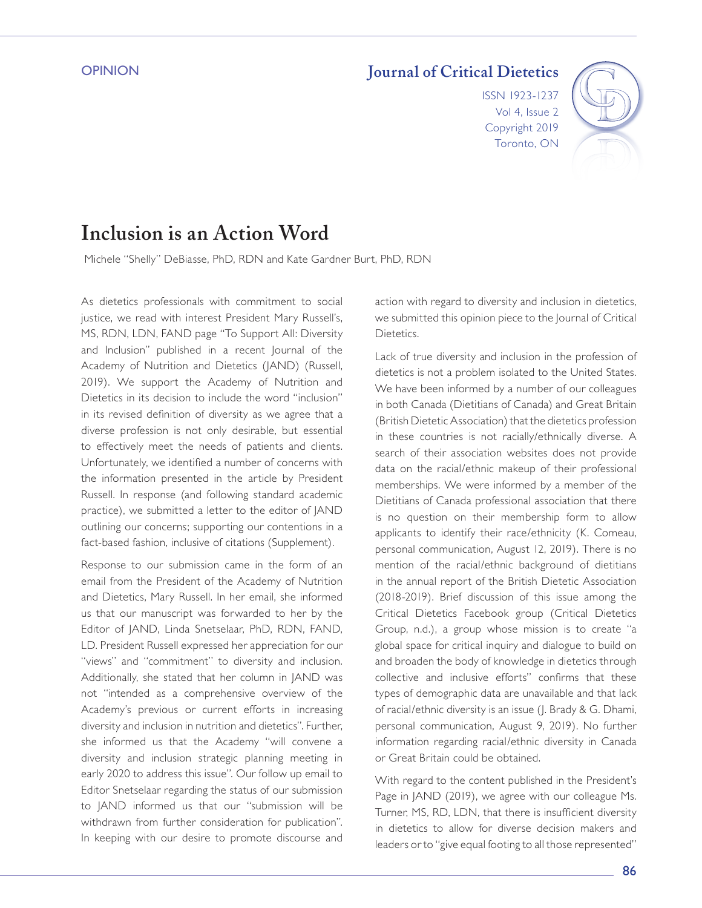OPINION

# Inclusion is an Action Word

Michele "Shelly" DeBiasse, PhD, RDN and Kate Gardner Burt, PhD, RDN

As dietetics professionals with commitment to social justice, we read with interest President Mary Russell's, MS, RDN, LDN, FAND page "To Support All: Diversity and Inclusion" published in a recent Journal of the Academy of Nutrition and Dietetics (JAND) (Russell, 2019). We support the Academy of Nutrition and Dietetics in its decision to include the word "inclusion" in its revised definition of diversity as we agree that a diverse profession is not only desirable, but essential to effectively meet the needs of patients and clients. Unfortunately, we identified a number of concerns with the information presented in the article by President Russell. In response (and following standard academic practice), we submitted a letter to the editor of JAND outlining our concerns; supporting our contentions in a fact-based fashion, inclusive of citations (Supplement).

Response to our submission came in the form of an email from the President of the Academy of Nutrition and Dietetics, Mary Russell. In her email, she informed us that our manuscript was forwarded to her by the Editor of JAND, Linda Snetselaar, PhD, RDN, FAND, LD. President Russell expressed her appreciation for our "views" and "commitment" to diversity and inclusion. Additionally, she stated that her column in JAND was not "intended as a comprehensive overview of the Academy's previous or current efforts in increasing diversity and inclusion in nutrition and dietetics". Further, she informed us that the Academy "will convene a diversity and inclusion strategic planning meeting in early 2020 to address this issue". Our follow up email to Editor Snetselaar regarding the status of our submission to JAND informed us that our "submission will be withdrawn from further consideration for publication". In keeping with our desire to promote discourse and action with regard to diversity and inclusion in dietetics, we submitted this opinion piece to the Journal of Critical Dietetics.

Lack of true diversity and inclusion in the profession of dietetics is not a problem isolated to the United States. We have been informed by a number of our colleagues in both Canada (Dietitians of Canada) and Great Britain (British Dietetic Association) that the dietetics profession in these countries is not racially/ethnically diverse. A search of their association websites does not provide data on the racial/ethnic makeup of their professional memberships. We were informed by a member of the Dietitians of Canada professional association that there is no question on their membership form to allow applicants to identify their race/ethnicity (K. Comeau, personal communication, August 12, 2019). There is no mention of the racial/ethnic background of dietitians in the annual report of the British Dietetic Association (2018-2019). Brief discussion of this issue among the Critical Dietetics Facebook group (Critical Dietetics Group, n.d.), a group whose mission is to create "a global space for critical inquiry and dialogue to build on and broaden the body of knowledge in dietetics through collective and inclusive efforts" confirms that these types of demographic data are unavailable and that lack of racial/ethnic diversity is an issue (J. Brady & G. Dhami, personal communication, August 9, 2019). No further information regarding racial/ethnic diversity in Canada or Great Britain could be obtained.

With regard to the content published in the President's Page in JAND (2019), we agree with our colleague Ms. Turner, MS, RD, LDN, that there is insufficient diversity in dietetics to allow for diverse decision makers and leaders or to "give equal footing to all those represented"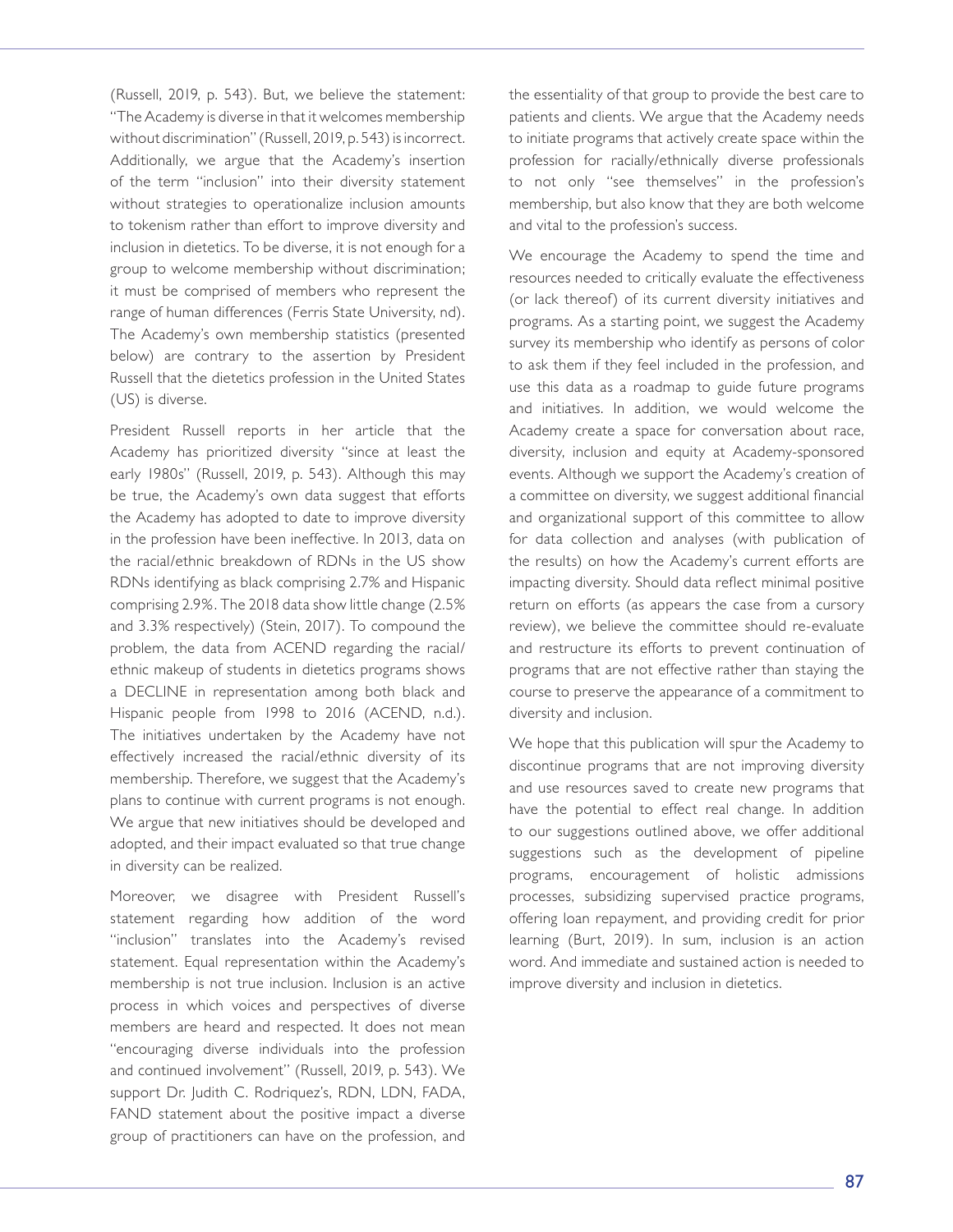(Russell, 2019, p. 543). But, we believe the statement: "The Academy is diverse in that it welcomes membership without discrimination" (Russell, 2019, p. 543) is incorrect. Additionally, we argue that the Academy's insertion of the term "inclusion" into their diversity statement without strategies to operationalize inclusion amounts to tokenism rather than effort to improve diversity and inclusion in dietetics. To be diverse, it is not enough for a group to welcome membership without discrimination; it must be comprised of members who represent the range of human differences (Ferris State University, nd). The Academy's own membership statistics (presented below) are contrary to the assertion by President Russell that the dietetics profession in the United States (US) is diverse.

President Russell reports in her article that the Academy has prioritized diversity "since at least the early 1980s" (Russell, 2019, p. 543). Although this may be true, the Academy's own data suggest that efforts the Academy has adopted to date to improve diversity in the profession have been ineffective. In 2013, data on the racial/ethnic breakdown of RDNs in the US show RDNs identifying as black comprising 2.7% and Hispanic comprising 2.9%. The 2018 data show little change (2.5% and 3.3% respectively) (Stein, 2017). To compound the problem, the data from ACEND regarding the racial/ethnic makeup of students in dietetics programs shows a DECLINE in representation among both black and Hispanic people from 1998 to 2016 (ACEND, n.d.). The initiatives undertaken by the Academy have not effectively increased the racial/ethnic diversity of its membership. Therefore, we suggest that the Academy's plans to continue with current programs is not enough. We argue that new initiatives should be developed and adopted, and their impact evaluated so that true change in diversity can be realized.

Moreover, we disagree with President Russell's statement regarding how addition of the word "inclusion" translates into the Academy's revised statement. Equal representation within the Academy's membership is not true inclusion. Inclusion is an active process in which voices and perspectives of diverse members are heard and respected. It does not mean "encouraging diverse individuals into the profession and continued involvement" (Russell, 2019, p. 543). We support Dr. Judith C. Rodriquez's, RDN, LDN, FADA, FAND statement about the positive impact a diverse group of practitioners can have on the profession, and the essentiality of that group to provide the best care to patients and clients. We argue that the Academy needs to initiate programs that actively create space within the profession for racially/ethnically diverse professionals to not only "see themselves" in the profession's membership, but also know that they are both welcome and vital to the profession's success.

We encourage the Academy to spend the time and resources needed to critically evaluate the effectiveness (or lack thereof) of its current diversity initiatives and programs. As a starting point, we suggest the Academy survey its membership who identify as persons of color to ask them if they feel included in the profession, and use this data as a roadmap to guide future programs and initiatives. In addition, we would welcome the Academy create a space for conversation about race, diversity, inclusion and equity at Academy-sponsored events. Although we support the Academy's creation of a committee on diversity, we suggest additional financial and organizational support of this committee to allow for data collection and analyses (with publication of the results) on how the Academy's current efforts are impacting diversity. Should data reflect minimal positive return on efforts (as appears the case from a cursory review), we believe the committee should re-evaluate and restructure its efforts to prevent continuation of programs that are not effective rather than staying the course to preserve the appearance of a commitment to diversity and inclusion.

We hope that this publication will spur the Academy to discontinue programs that are not improving diversity and use resources saved to create new programs that have the potential to effect real change. In addition to our suggestions outlined above, we offer additional suggestions such as the development of pipeline programs, encouragement of holistic admissions processes, subsidizing supervised practice programs, offering loan repayment, and providing credit for prior learning (Burt, 2019). In sum, inclusion is an action word. And immediate and sustained action is needed to improve diversity and inclusion in dietetics.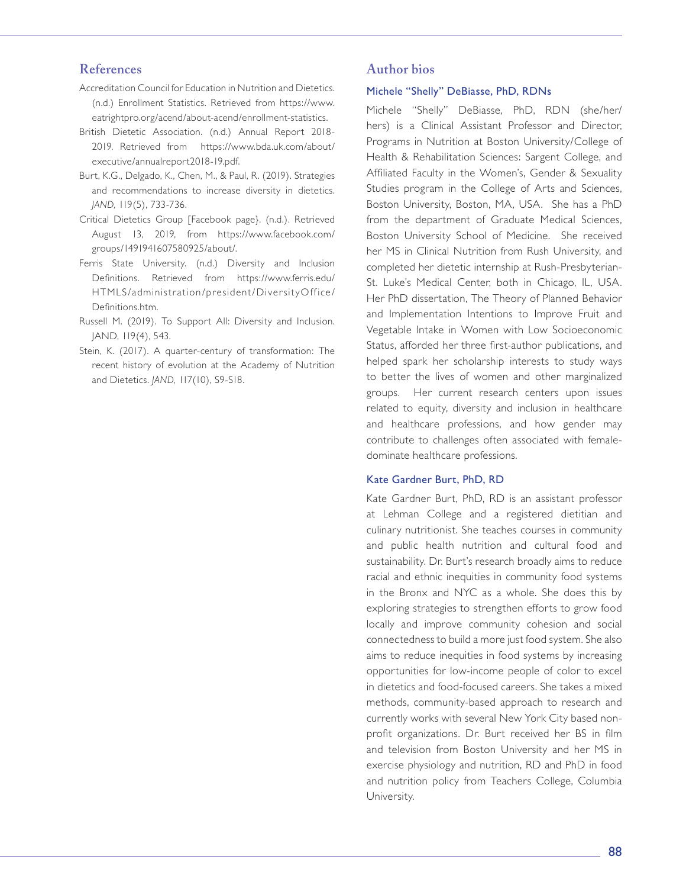## References

Accreditation Council for Education in Nutrition and Dietetics. (n.d.) Enrollment Statistics. Retrieved from https://www.eatrightpro.org/acend/about-acend/enrollment-statistics.

British Dietetic Association. (n.d.) Annual Report 2018-2019. Retrieved from https://www.bda.uk.com/about/executive/annualreport2018-19.pdf.

Burt, K.G., Delgado, K., Chen, M., & Paul, R. (2019). Strategies and recommendations to increase diversity in dietetics. *JAND,* 119(5), 733-736.

Critical Dietetics Group [Facebook page}. (n.d.). Retrieved August 13, 2019, from https://www.facebook.com/groups/1491941607580925/about/.

Ferris State University. (n.d.) Diversity and Inclusion Definitions. Retrieved from https://www.ferris.edu/HTMLS/administration/president/DiversityOffice/Definitions.htm.

Russell M. (2019). To Support All: Diversity and Inclusion. JAND, 119(4), 543.

Stein, K. (2017). A quarter-century of transformation: The recent history of evolution at the Academy of Nutrition and Dietetics. *JAND,* 117(10), S9-S18.

## Author bios

### Michele "Shelly" DeBiasse, PhD, RDNs

Michele "Shelly" DeBiasse, PhD, RDN (she/her/hers) is a Clinical Assistant Professor and Director, Programs in Nutrition at Boston University/College of Health & Rehabilitation Sciences: Sargent College, and Affiliated Faculty in the Women's, Gender & Sexuality Studies program in the College of Arts and Sciences, Boston University, Boston, MA, USA. She has a PhD from the department of Graduate Medical Sciences, Boston University School of Medicine. She received her MS in Clinical Nutrition from Rush University, and completed her dietetic internship at Rush-Presbyterian-St. Luke's Medical Center, both in Chicago, IL, USA. Her PhD dissertation, The Theory of Planned Behavior and Implementation Intentions to Improve Fruit and Vegetable Intake in Women with Low Socioeconomic Status, afforded her three first-author publications, and helped spark her scholarship interests to study ways to better the lives of women and other marginalized groups. Her current research centers upon issues related to equity, diversity and inclusion in healthcare and healthcare professions, and how gender may contribute to challenges often associated with female-dominate healthcare professions.

### Kate Gardner Burt, PhD, RD

Kate Gardner Burt, PhD, RD is an assistant professor at Lehman College and a registered dietitian and culinary nutritionist. She teaches courses in community and public health nutrition and cultural food and sustainability. Dr. Burt's research broadly aims to reduce racial and ethnic inequities in community food systems in the Bronx and NYC as a whole. She does this by exploring strategies to strengthen efforts to grow food locally and improve community cohesion and social connectedness to build a more just food system. She also aims to reduce inequities in food systems by increasing opportunities for low-income people of color to excel in dietetics and food-focused careers. She takes a mixed methods, community-based approach to research and currently works with several New York City based non-profit organizations. Dr. Burt received her BS in film and television from Boston University and her MS in exercise physiology and nutrition, RD and PhD in food and nutrition policy from Teachers College, Columbia University.